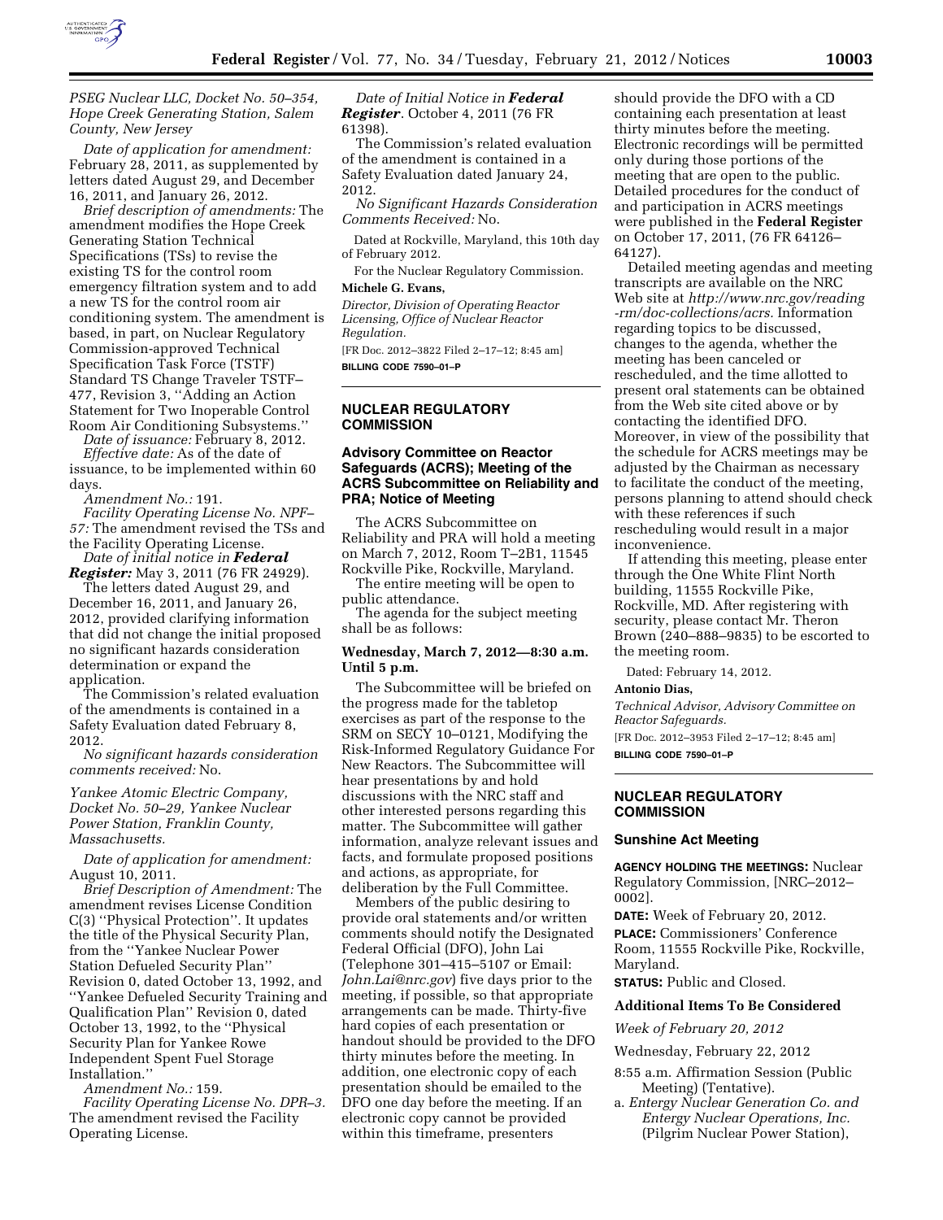*PSEG Nuclear LLC, Docket No. 50–354, Hope Creek Generating Station, Salem County, New Jersey*

*Date of application for amendment:* February 28, 2011, as supplemented by letters dated August 29, and December 16, 2011, and January 26, 2012.

*Brief description of amendments:* The amendment modifies the Hope Creek Generating Station Technical Specifications (TSs) to revise the existing TS for the control room emergency filtration system and to add a new TS for the control room air conditioning system. The amendment is based, in part, on Nuclear Regulatory Commission-approved Technical Specification Task Force (TSTF) Standard TS Change Traveler TSTF–477, Revision 3, ''Adding an Action Statement for Two Inoperable Control Room Air Conditioning Subsystems.''

*Date of issuance:* February 8, 2012.

*Effective date:* As of the date of issuance, to be implemented within 60 days.

*Amendment No.:* 191.

*Facility Operating License No. NPF–57:* The amendment revised the TSs and the Facility Operating License.

*Date of initial notice in **Federal Register**:* May 3, 2011 (76 FR 24929).

The letters dated August 29, and December 16, 2011, and January 26, 2012, provided clarifying information that did not change the initial proposed no significant hazards consideration determination or expand the application.

The Commission's related evaluation of the amendments is contained in a Safety Evaluation dated February 8, 2012.

*No significant hazards consideration comments received:* No.

*Yankee Atomic Electric Company, Docket No. 50–29, Yankee Nuclear Power Station, Franklin County, Massachusetts.*

*Date of application for amendment:* August 10, 2011.

*Brief Description of Amendment:* The amendment revises License Condition C(3) ''Physical Protection''. It updates the title of the Physical Security Plan, from the ''Yankee Nuclear Power Station Defueled Security Plan'' Revision 0, dated October 13, 1992, and ''Yankee Defueled Security Training and Qualification Plan'' Revision 0, dated October 13, 1992, to the ''Physical Security Plan for Yankee Rowe Independent Spent Fuel Storage Installation.''

*Amendment No.:* 159.

*Facility Operating License No. DPR–3.* The amendment revised the Facility Operating License.

*Date of Initial Notice in **Federal Register***. October 4, 2011 (76 FR 61398).

The Commission's related evaluation of the amendment is contained in a Safety Evaluation dated January 24, 2012.

*No Significant Hazards Consideration Comments Received:* No.

Dated at Rockville, Maryland, this 10th day of February 2012.

For the Nuclear Regulatory Commission.

**Michele G. Evans,**

*Director, Division of Operating Reactor Licensing, Office of Nuclear Reactor Regulation.*

[FR Doc. 2012–3822 Filed 2–17–12; 8:45 am]

**BILLING CODE 7590–01–P**

## NUCLEAR REGULATORY COMMISSION

### Advisory Committee on Reactor Safeguards (ACRS); Meeting of the ACRS Subcommittee on Reliability and PRA; Notice of Meeting

The ACRS Subcommittee on Reliability and PRA will hold a meeting on March 7, 2012, Room T–2B1, 11545 Rockville Pike, Rockville, Maryland.

The entire meeting will be open to public attendance.

The agenda for the subject meeting shall be as follows:

**Wednesday, March 7, 2012—8:30 a.m. Until 5 p.m.**

The Subcommittee will be briefed on the progress made for the tabletop exercises as part of the response to the SRM on SECY 10–0121, Modifying the Risk-Informed Regulatory Guidance For New Reactors. The Subcommittee will hear presentations by and hold discussions with the NRC staff and other interested persons regarding this matter. The Subcommittee will gather information, analyze relevant issues and facts, and formulate proposed positions and actions, as appropriate, for deliberation by the Full Committee.

Members of the public desiring to provide oral statements and/or written comments should notify the Designated Federal Official (DFO), John Lai (Telephone 301–415–5107 or Email: *John.Lai@nrc.gov*) five days prior to the meeting, if possible, so that appropriate arrangements can be made. Thirty-five hard copies of each presentation or handout should be provided to the DFO thirty minutes before the meeting. In addition, one electronic copy of each presentation should be emailed to the DFO one day before the meeting. If an electronic copy cannot be provided within this timeframe, presenters should provide the DFO with a CD containing each presentation at least thirty minutes before the meeting. Electronic recordings will be permitted only during those portions of the meeting that are open to the public. Detailed procedures for the conduct of and participation in ACRS meetings were published in the **Federal Register** on October 17, 2011, (76 FR 64126–64127).

Detailed meeting agendas and meeting transcripts are available on the NRC Web site at *http://www.nrc.gov/reading-rm/doc-collections/acrs.* Information regarding topics to be discussed, changes to the agenda, whether the meeting has been canceled or rescheduled, and the time allotted to present oral statements can be obtained from the Web site cited above or by contacting the identified DFO. Moreover, in view of the possibility that the schedule for ACRS meetings may be adjusted by the Chairman as necessary to facilitate the conduct of the meeting, persons planning to attend should check with these references if such rescheduling would result in a major inconvenience.

If attending this meeting, please enter through the One White Flint North building, 11555 Rockville Pike, Rockville, MD. After registering with security, please contact Mr. Theron Brown (240–888–9835) to be escorted to the meeting room.

Dated: February 14, 2012.

**Antonio Dias,**

*Technical Advisor, Advisory Committee on Reactor Safeguards.*

[FR Doc. 2012–3953 Filed 2–17–12; 8:45 am]

**BILLING CODE 7590–01–P**

## NUCLEAR REGULATORY COMMISSION

### Sunshine Act Meeting

**AGENCY HOLDING THE MEETINGS:** Nuclear Regulatory Commission, [NRC–2012–0002].

**DATE:** Week of February 20, 2012.

**PLACE:** Commissioners' Conference Room, 11555 Rockville Pike, Rockville, Maryland.

**STATUS:** Public and Closed.

**Additional Items To Be Considered**

*Week of February 20, 2012*

Wednesday, February 22, 2012

8:55 a.m. Affirmation Session (Public Meeting) (Tentative).

a. *Entergy Nuclear Generation Co. and Entergy Nuclear Operations, Inc.* (Pilgrim Nuclear Power Station),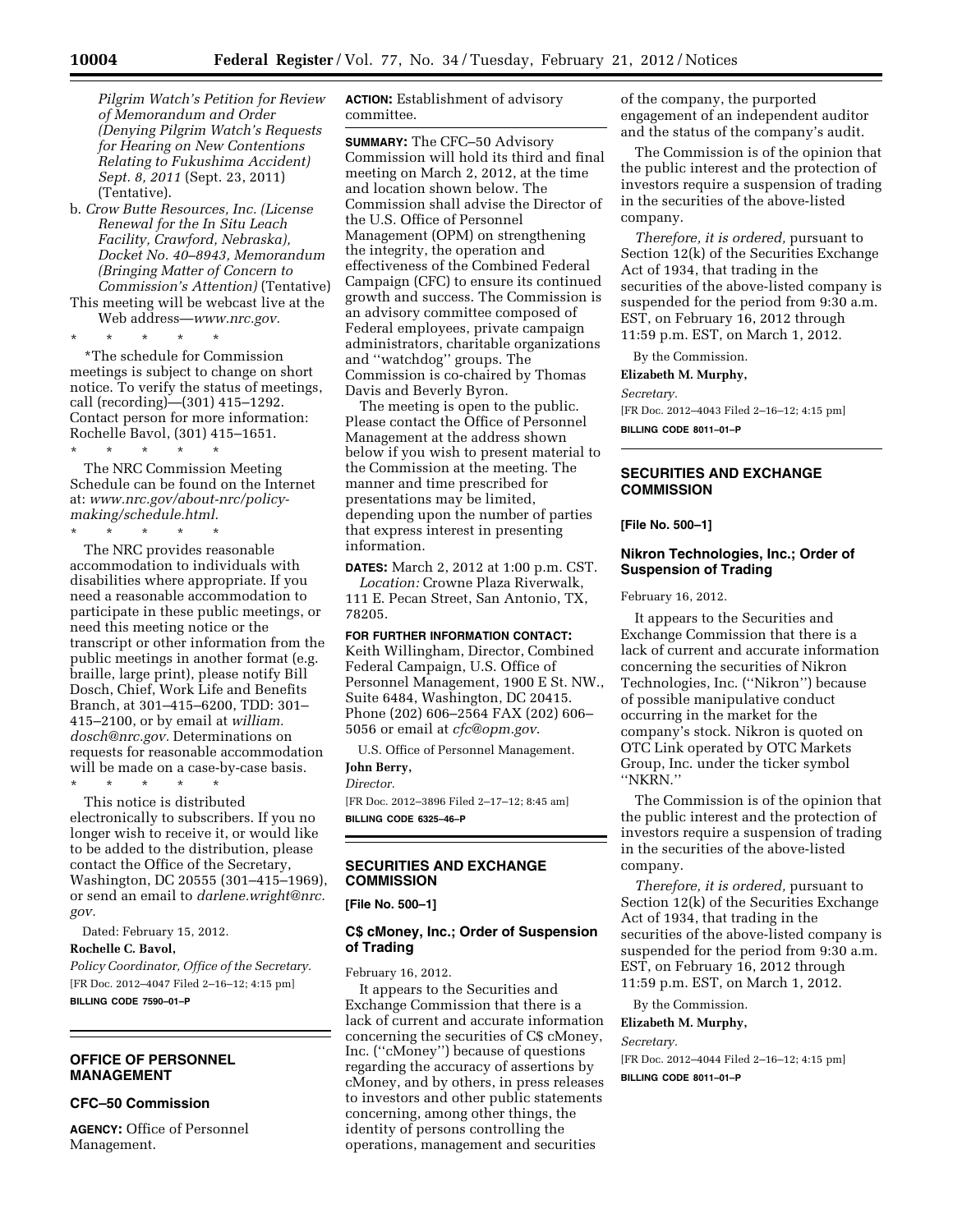*Pilgrim Watch's Petition for Review of Memorandum and Order (Denying Pilgrim Watch's Requests for Hearing on New Contentions Relating to Fukushima Accident) Sept. 8, 2011* (Sept. 23, 2011) (Tentative).

b. *Crow Butte Resources, Inc. (License Renewal for the In Situ Leach Facility, Crawford, Nebraska), Docket No. 40–8943, Memorandum (Bringing Matter of Concern to Commission's Attention)* (Tentative)

This meeting will be webcast live at the Web address—*www.nrc.gov.*

\* \* \* \* \*

\*The schedule for Commission meetings is subject to change on short notice. To verify the status of meetings, call (recording)—(301) 415–1292. Contact person for more information: Rochelle Bavol, (301) 415–1651.

\* \* \* \* \*

The NRC Commission Meeting Schedule can be found on the Internet at: *www.nrc.gov/about-nrc/policy-making/schedule.html.*

\* \* \* \* \*

The NRC provides reasonable accommodation to individuals with disabilities where appropriate. If you need a reasonable accommodation to participate in these public meetings, or need this meeting notice or the transcript or other information from the public meetings in another format (e.g. braille, large print), please notify Bill Dosch, Chief, Work Life and Benefits Branch, at 301–415–6200, TDD: 301–415–2100, or by email at *william.dosch@nrc.gov.* Determinations on requests for reasonable accommodation will be made on a case-by-case basis.

\* \* \* \* \*

This notice is distributed electronically to subscribers. If you no longer wish to receive it, or would like to be added to the distribution, please contact the Office of the Secretary, Washington, DC 20555 (301–415–1969), or send an email to *darlene.wright@nrc.gov.*

Dated: February 15, 2012.

**Rochelle C. Bavol,**

*Policy Coordinator, Office of the Secretary.*

[FR Doc. 2012–4047 Filed 2–16–12; 4:15 pm]

**BILLING CODE 7590–01–P**

## OFFICE OF PERSONNEL MANAGEMENT

### CFC–50 Commission

**AGENCY:** Office of Personnel Management.

**ACTION:** Establishment of advisory committee.

**SUMMARY:** The CFC–50 Advisory Commission will hold its third and final meeting on March 2, 2012, at the time and location shown below. The Commission shall advise the Director of the U.S. Office of Personnel Management (OPM) on strengthening the integrity, the operation and effectiveness of the Combined Federal Campaign (CFC) to ensure its continued growth and success. The Commission is an advisory committee composed of Federal employees, private campaign administrators, charitable organizations and ''watchdog'' groups. The Commission is co-chaired by Thomas Davis and Beverly Byron.

The meeting is open to the public. Please contact the Office of Personnel Management at the address shown below if you wish to present material to the Commission at the meeting. The manner and time prescribed for presentations may be limited, depending upon the number of parties that express interest in presenting information.

**DATES:** March 2, 2012 at 1:00 p.m. CST.

*Location:* Crowne Plaza Riverwalk, 111 E. Pecan Street, San Antonio, TX, 78205.

**FOR FURTHER INFORMATION CONTACT:** Keith Willingham, Director, Combined Federal Campaign, U.S. Office of Personnel Management, 1900 E St. NW., Suite 6484, Washington, DC 20415. Phone (202) 606–2564 FAX (202) 606–5056 or email at *cfc@opm.gov*.

U.S. Office of Personnel Management.

**John Berry,**

*Director.*

[FR Doc. 2012–3896 Filed 2–17–12; 8:45 am]

**BILLING CODE 6325–46–P**

## SECURITIES AND EXCHANGE COMMISSION

**[File No. 500–1]**

### C$ cMoney, Inc.; Order of Suspension of Trading

February 16, 2012.

It appears to the Securities and Exchange Commission that there is a lack of current and accurate information concerning the securities of C$ cMoney, Inc. (''cMoney'') because of questions regarding the accuracy of assertions by cMoney, and by others, in press releases to investors and other public statements concerning, among other things, the identity of persons controlling the operations, management and securities of the company, the purported engagement of an independent auditor and the status of the company's audit.

The Commission is of the opinion that the public interest and the protection of investors require a suspension of trading in the securities of the above-listed company.

*Therefore, it is ordered,* pursuant to Section 12(k) of the Securities Exchange Act of 1934, that trading in the securities of the above-listed company is suspended for the period from 9:30 a.m. EST, on February 16, 2012 through 11:59 p.m. EST, on March 1, 2012.

By the Commission.

**Elizabeth M. Murphy,**

*Secretary.*

[FR Doc. 2012–4043 Filed 2–16–12; 4:15 pm]

**BILLING CODE 8011–01–P**

## SECURITIES AND EXCHANGE COMMISSION

**[File No. 500–1]**

### Nikron Technologies, Inc.; Order of Suspension of Trading

February 16, 2012.

It appears to the Securities and Exchange Commission that there is a lack of current and accurate information concerning the securities of Nikron Technologies, Inc. (''Nikron'') because of possible manipulative conduct occurring in the market for the company's stock. Nikron is quoted on OTC Link operated by OTC Markets Group, Inc. under the ticker symbol ''NKRN.''

The Commission is of the opinion that the public interest and the protection of investors require a suspension of trading in the securities of the above-listed company.

*Therefore, it is ordered,* pursuant to Section 12(k) of the Securities Exchange Act of 1934, that trading in the securities of the above-listed company is suspended for the period from 9:30 a.m. EST, on February 16, 2012 through 11:59 p.m. EST, on March 1, 2012.

By the Commission.

**Elizabeth M. Murphy,**

*Secretary.*

[FR Doc. 2012–4044 Filed 2–16–12; 4:15 pm]

**BILLING CODE 8011–01–P**